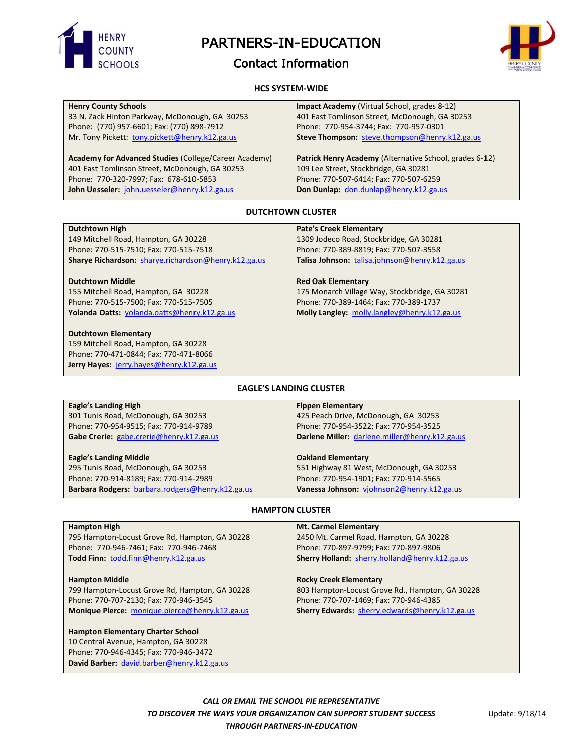# PARTNERS-IN-EDUCATION

## Contact Information

### HCS SYSTEM-WIDE

**Henry County Schools**
33 N. Zack Hinton Parkway, McDonough, GA 30253
Phone: (770) 957-6601; Fax: (770) 898-7912
Mr. Tony Pickett: tony.pickett@henry.k12.ga.us

**Academy for Advanced Studies** (College/Career Academy)
401 East Tomlinson Street, McDonough, GA 30253
Phone: 770-320-7997; Fax: 678-610-5853
**John Uesseler:** john.uesseler@henry.k12.ga.us

**Impact Academy** (Virtual School, grades 8-12)
401 East Tomlinson Street, McDonough, GA 30253
Phone: 770-954-3744; Fax: 770-957-0301
**Steve Thompson:** steve.thompson@henry.k12.ga.us

**Patrick Henry Academy** (Alternative School, grades 6-12)
109 Lee Street, Stockbridge, GA 30281
Phone: 770-507-6414; Fax: 770-507-6259
**Don Dunlap:** don.dunlap@henry.k12.ga.us

### DUTCHTOWN CLUSTER

**Dutchtown High**
149 Mitchell Road, Hampton, GA 30228
Phone: 770-515-7510; Fax: 770-515-7518
**Sharye Richardson:** sharye.richardson@henry.k12.ga.us

**Dutchtown Middle**
155 Mitchell Road, Hampton, GA 30228
Phone: 770-515-7500; Fax: 770-515-7505
**Yolanda Oatts:** yolanda.oatts@henry.k12.ga.us

**Dutchtown Elementary**
159 Mitchell Road, Hampton, GA 30228
Phone: 770-471-0844; Fax: 770-471-8066
**Jerry Hayes:** jerry.hayes@henry.k12.ga.us

**Pate's Creek Elementary**
1309 Jodeco Road, Stockbridge, GA 30281
Phone: 770-389-8819; Fax: 770-507-3558
**Talisa Johnson:** talisa.johnson@henry.k12.ga.us

**Red Oak Elementary**
175 Monarch Village Way, Stockbridge, GA 30281
Phone: 770-389-1464; Fax: 770-389-1737
**Molly Langley:** molly.langley@henry.k12.ga.us

### EAGLE'S LANDING CLUSTER

**Eagle's Landing High**
301 Tunis Road, McDonough, GA 30253
Phone: 770-954-9515; Fax: 770-914-9789
**Gabe Crerie:** gabe.crerie@henry.k12.ga.us

**Eagle's Landing Middle**
295 Tunis Road, McDonough, GA 30253
Phone: 770-914-8189; Fax: 770-914-2989
**Barbara Rodgers:** barbara.rodgers@henry.k12.ga.us

**Flppen Elementary**
425 Peach Drive, McDonough, GA 30253
Phone: 770-954-3522; Fax: 770-954-3525
**Darlene Miller:** darlene.miller@henry.k12.ga.us

**Oakland Elementary**
551 Highway 81 West, McDonough, GA 30253
Phone: 770-954-1901; Fax: 770-914-5565
**Vanessa Johnson:** vjohnson2@henry.k12.ga.us

### HAMPTON CLUSTER

**Hampton High**
795 Hampton-Locust Grove Rd, Hampton, GA 30228
Phone: 770-946-7461; Fax: 770-946-7468
**Todd Finn:** todd.finn@henry.k12.ga.us

**Hampton Middle**
799 Hampton-Locust Grove Rd, Hampton, GA 30228
Phone: 770-707-2130; Fax: 770-946-3545
**Monique Pierce:** monique.pierce@henry.k12.ga.us

**Hampton Elementary Charter School**
10 Central Avenue, Hampton, GA 30228
Phone: 770-946-4345; Fax: 770-946-3472
**David Barber:** david.barber@henry.k12.ga.us

**Mt. Carmel Elementary**
2450 Mt. Carmel Road, Hampton, GA 30228
Phone: 770-897-9799; Fax: 770-897-9806
**Sherry Holland:** sherry.holland@henry.k12.ga.us

**Rocky Creek Elementary**
803 Hampton-Locust Grove Rd., Hampton, GA 30228
Phone: 770-707-1469; Fax: 770-946-4385
**Sherry Edwards:** sherry.edwards@henry.k12.ga.us

***CALL OR EMAIL THE SCHOOL PIE REPRESENTATIVE***
***TO DISCOVER THE WAYS YOUR ORGANIZATION CAN SUPPORT STUDENT SUCCESS***
***THROUGH PARTNERS-IN-EDUCATION***

Update: 9/18/14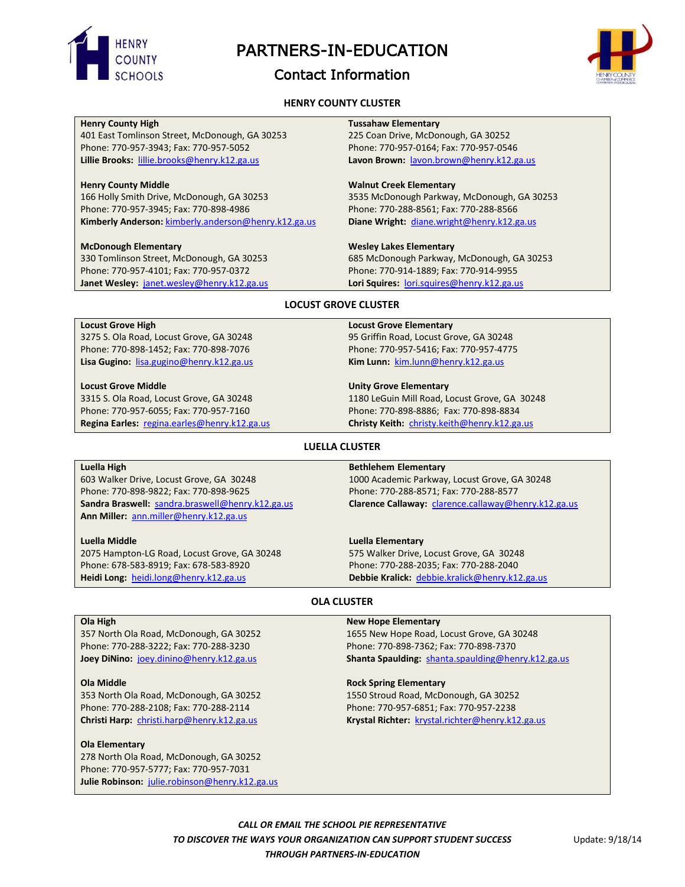# PARTNERS-IN-EDUCATION

## Contact Information

### HENRY COUNTY CLUSTER

**Henry County High**
401 East Tomlinson Street, McDonough, GA 30253
Phone: 770-957-3943; Fax: 770-957-5052
**Lillie Brooks:** lillie.brooks@henry.k12.ga.us

**Henry County Middle**
166 Holly Smith Drive, McDonough, GA 30253
Phone: 770-957-3945; Fax: 770-898-4986
**Kimberly Anderson:** kimberly.anderson@henry.k12.ga.us

**McDonough Elementary**
330 Tomlinson Street, McDonough, GA 30253
Phone: 770-957-4101; Fax: 770-957-0372
**Janet Wesley:** janet.wesley@henry.k12.ga.us

**Tussahaw Elementary**
225 Coan Drive, McDonough, GA 30252
Phone: 770-957-0164; Fax: 770-957-0546
**Lavon Brown:** lavon.brown@henry.k12.ga.us

**Walnut Creek Elementary**
3535 McDonough Parkway, McDonough, GA 30253
Phone: 770-288-8561; Fax: 770-288-8566
**Diane Wright:** diane.wright@henry.k12.ga.us

**Wesley Lakes Elementary**
685 McDonough Parkway, McDonough, GA 30253
Phone: 770-914-1889; Fax: 770-914-9955
**Lori Squires:** lori.squires@henry.k12.ga.us

### LOCUST GROVE CLUSTER

**Locust Grove High**
3275 S. Ola Road, Locust Grove, GA 30248
Phone: 770-898-1452; Fax: 770-898-7076
**Lisa Gugino:** lisa.gugino@henry.k12.ga.us

**Locust Grove Middle**
3315 S. Ola Road, Locust Grove, GA 30248
Phone: 770-957-6055; Fax: 770-957-7160
**Regina Earles:** regina.earles@henry.k12.ga.us

**Locust Grove Elementary**
95 Griffin Road, Locust Grove, GA 30248
Phone: 770-957-5416; Fax: 770-957-4775
**Kim Lunn:** kim.lunn@henry.k12.ga.us

**Unity Grove Elementary**
1180 LeGuin Mill Road, Locust Grove, GA 30248
Phone: 770-898-8886; Fax: 770-898-8834
**Christy Keith:** christy.keith@henry.k12.ga.us

### LUELLA CLUSTER

**Luella High**
603 Walker Drive, Locust Grove, GA 30248
Phone: 770-898-9822; Fax: 770-898-9625
**Sandra Braswell:** sandra.braswell@henry.k12.ga.us
**Ann Miller:** ann.miller@henry.k12.ga.us

**Luella Middle**
2075 Hampton-LG Road, Locust Grove, GA 30248
Phone: 678-583-8919; Fax: 678-583-8920
**Heidi Long:** heidi.long@henry.k12.ga.us

**Bethlehem Elementary**
1000 Academic Parkway, Locust Grove, GA 30248
Phone: 770-288-8571; Fax: 770-288-8577
**Clarence Callaway:** clarence.callaway@henry.k12.ga.us

**Luella Elementary**
575 Walker Drive, Locust Grove, GA 30248
Phone: 770-288-2035; Fax: 770-288-2040
**Debbie Kralick:** debbie.kralick@henry.k12.ga.us

### OLA CLUSTER

**Ola High**
357 North Ola Road, McDonough, GA 30252
Phone: 770-288-3222; Fax: 770-288-3230
**Joey DiNino:** joey.dinino@henry.k12.ga.us

**Ola Middle**
353 North Ola Road, McDonough, GA 30252
Phone: 770-288-2108; Fax: 770-288-2114
**Christi Harp:** christi.harp@henry.k12.ga.us

**Ola Elementary**
278 North Ola Road, McDonough, GA 30252
Phone: 770-957-5777; Fax: 770-957-7031
**Julie Robinson:** julie.robinson@henry.k12.ga.us

**New Hope Elementary**
1655 New Hope Road, Locust Grove, GA 30248
Phone: 770-898-7362; Fax: 770-898-7370
**Shanta Spaulding:** shanta.spaulding@henry.k12.ga.us

**Rock Spring Elementary**
1550 Stroud Road, McDonough, GA 30252
Phone: 770-957-6851; Fax: 770-957-2238
**Krystal Richter:** krystal.richter@henry.k12.ga.us

***CALL OR EMAIL THE SCHOOL PIE REPRESENTATIVE***
***TO DISCOVER THE WAYS YOUR ORGANIZATION CAN SUPPORT STUDENT SUCCESS***
***THROUGH PARTNERS-IN-EDUCATION***

Update: 9/18/14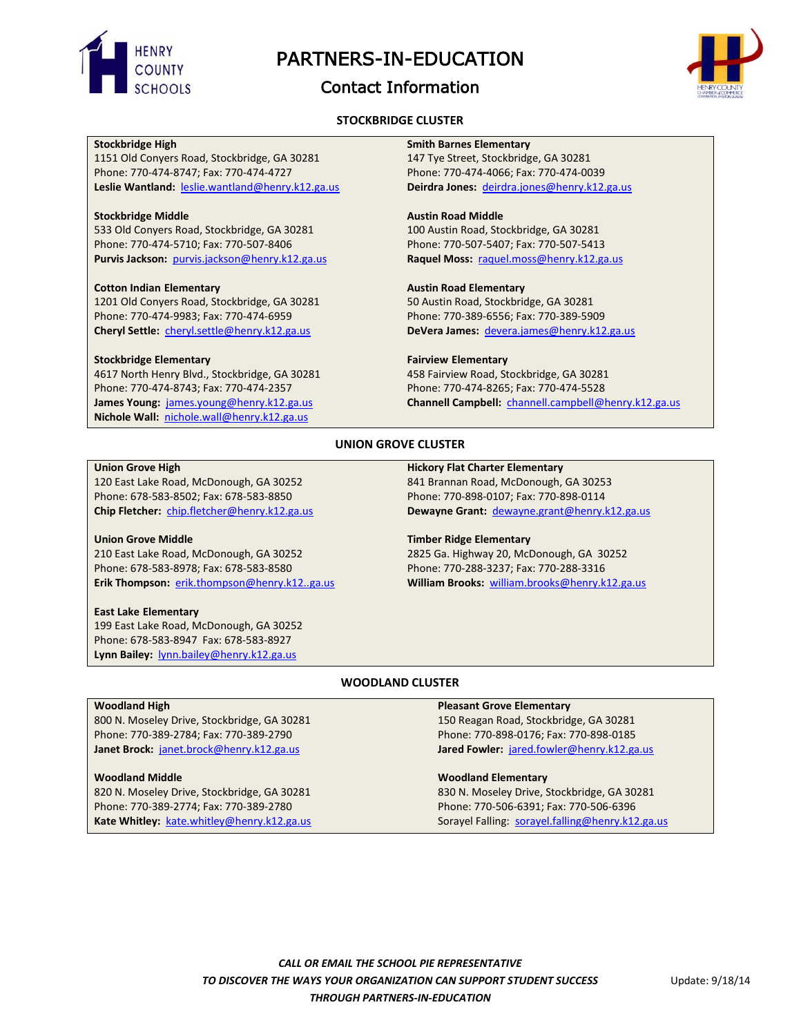# PARTNERS-IN-EDUCATION

## Contact Information

### STOCKBRIDGE CLUSTER

**Stockbridge High**
1151 Old Conyers Road, Stockbridge, GA 30281
Phone: 770-474-8747; Fax: 770-474-4727
**Leslie Wantland:** leslie.wantland@henry.k12.ga.us

**Stockbridge Middle**
533 Old Conyers Road, Stockbridge, GA 30281
Phone: 770-474-5710; Fax: 770-507-8406
**Purvis Jackson:** purvis.jackson@henry.k12.ga.us

**Cotton Indian Elementary**
1201 Old Conyers Road, Stockbridge, GA 30281
Phone: 770-474-9983; Fax: 770-474-6959
**Cheryl Settle:** cheryl.settle@henry.k12.ga.us

**Stockbridge Elementary**
4617 North Henry Blvd., Stockbridge, GA 30281
Phone: 770-474-8743; Fax: 770-474-2357
**James Young:** james.young@henry.k12.ga.us
**Nichole Wall:** nichole.wall@henry.k12.ga.us

**Smith Barnes Elementary**
147 Tye Street, Stockbridge, GA 30281
Phone: 770-474-4066; Fax: 770-474-0039
**Deirdra Jones:** deirdra.jones@henry.k12.ga.us

**Austin Road Middle**
100 Austin Road, Stockbridge, GA 30281
Phone: 770-507-5407; Fax: 770-507-5413
**Raquel Moss:** raquel.moss@henry.k12.ga.us

**Austin Road Elementary**
50 Austin Road, Stockbridge, GA 30281
Phone: 770-389-6556; Fax: 770-389-5909
**DeVera James:** devera.james@henry.k12.ga.us

**Fairview Elementary**
458 Fairview Road, Stockbridge, GA 30281
Phone: 770-474-8265; Fax: 770-474-5528
**Channell Campbell:** channell.campbell@henry.k12.ga.us

### UNION GROVE CLUSTER

**Union Grove High**
120 East Lake Road, McDonough, GA 30252
Phone: 678-583-8502; Fax: 678-583-8850
**Chip Fletcher:** chip.fletcher@henry.k12.ga.us

**Union Grove Middle**
210 East Lake Road, McDonough, GA 30252
Phone: 678-583-8978; Fax: 678-583-8580
**Erik Thompson:** erik.thompson@henry.k12..ga.us

**East Lake Elementary**
199 East Lake Road, McDonough, GA 30252
Phone: 678-583-8947 Fax: 678-583-8927
**Lynn Bailey:** lynn.bailey@henry.k12.ga.us

**Hickory Flat Charter Elementary**
841 Brannan Road, McDonough, GA 30253
Phone: 770-898-0107; Fax: 770-898-0114
**Dewayne Grant:** dewayne.grant@henry.k12.ga.us

**Timber Ridge Elementary**
2825 Ga. Highway 20, McDonough, GA 30252
Phone: 770-288-3237; Fax: 770-288-3316
**William Brooks:** william.brooks@henry.k12.ga.us

### WOODLAND CLUSTER

**Woodland High**
800 N. Moseley Drive, Stockbridge, GA 30281
Phone: 770-389-2784; Fax: 770-389-2790
**Janet Brock:** janet.brock@henry.k12.ga.us

**Woodland Middle**
820 N. Moseley Drive, Stockbridge, GA 30281
Phone: 770-389-2774; Fax: 770-389-2780
**Kate Whitley:** kate.whitley@henry.k12.ga.us

**Pleasant Grove Elementary**
150 Reagan Road, Stockbridge, GA 30281
Phone: 770-898-0176; Fax: 770-898-0185
**Jared Fowler:** jared.fowler@henry.k12.ga.us

**Woodland Elementary**
830 N. Moseley Drive, Stockbridge, GA 30281
Phone: 770-506-6391; Fax: 770-506-6396
Sorayel Falling: sorayel.falling@henry.k12.ga.us

***CALL OR EMAIL THE SCHOOL PIE REPRESENTATIVE***
***TO DISCOVER THE WAYS YOUR ORGANIZATION CAN SUPPORT STUDENT SUCCESS***
***THROUGH PARTNERS-IN-EDUCATION***

Update: 9/18/14